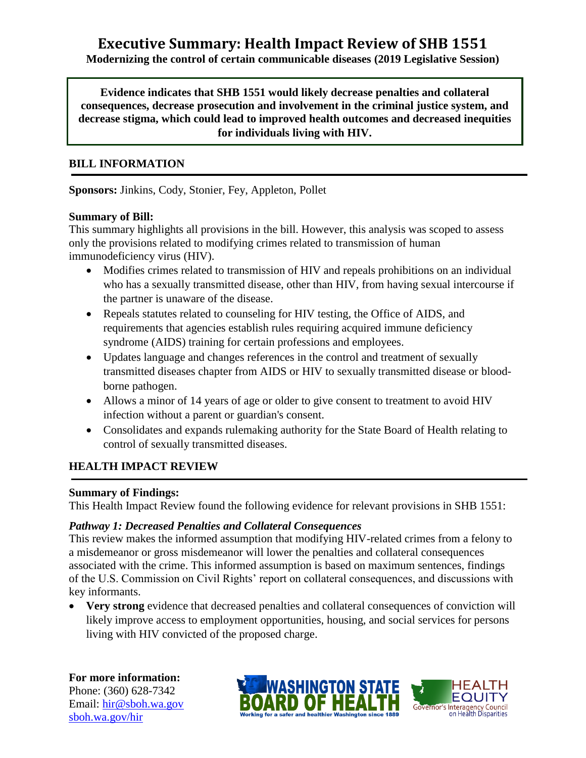# Executive Summary: Health Impact Review of SHB 1551

**Modernizing the control of certain communicable diseases (2019 Legislative Session)**

**Evidence indicates that SHB 1551 would likely decrease penalties and collateral consequences, decrease prosecution and involvement in the criminal justice system, and decrease stigma, which could lead to improved health outcomes and decreased inequities for individuals living with HIV.**

## BILL INFORMATION

**Sponsors:** Jinkins, Cody, Stonier, Fey, Appleton, Pollet

### Summary of Bill:

This summary highlights all provisions in the bill. However, this analysis was scoped to assess only the provisions related to modifying crimes related to transmission of human immunodeficiency virus (HIV).

- Modifies crimes related to transmission of HIV and repeals prohibitions on an individual who has a sexually transmitted disease, other than HIV, from having sexual intercourse if the partner is unaware of the disease.
- Repeals statutes related to counseling for HIV testing, the Office of AIDS, and requirements that agencies establish rules requiring acquired immune deficiency syndrome (AIDS) training for certain professions and employees.
- Updates language and changes references in the control and treatment of sexually transmitted diseases chapter from AIDS or HIV to sexually transmitted disease or blood-borne pathogen.
- Allows a minor of 14 years of age or older to give consent to treatment to avoid HIV infection without a parent or guardian's consent.
- Consolidates and expands rulemaking authority for the State Board of Health relating to control of sexually transmitted diseases.

## HEALTH IMPACT REVIEW

### Summary of Findings:

This Health Impact Review found the following evidence for relevant provisions in SHB 1551:

#### *Pathway 1: Decreased Penalties and Collateral Consequences*

This review makes the informed assumption that modifying HIV-related crimes from a felony to a misdemeanor or gross misdemeanor will lower the penalties and collateral consequences associated with the crime. This informed assumption is based on maximum sentences, findings of the U.S. Commission on Civil Rights' report on collateral consequences, and discussions with key informants.

- **Very strong** evidence that decreased penalties and collateral consequences of conviction will likely improve access to employment opportunities, housing, and social services for persons living with HIV convicted of the proposed charge.

**For more information:**
Phone: (360) 628-7342
Email: hir@sboh.wa.gov
sboh.wa.gov/hir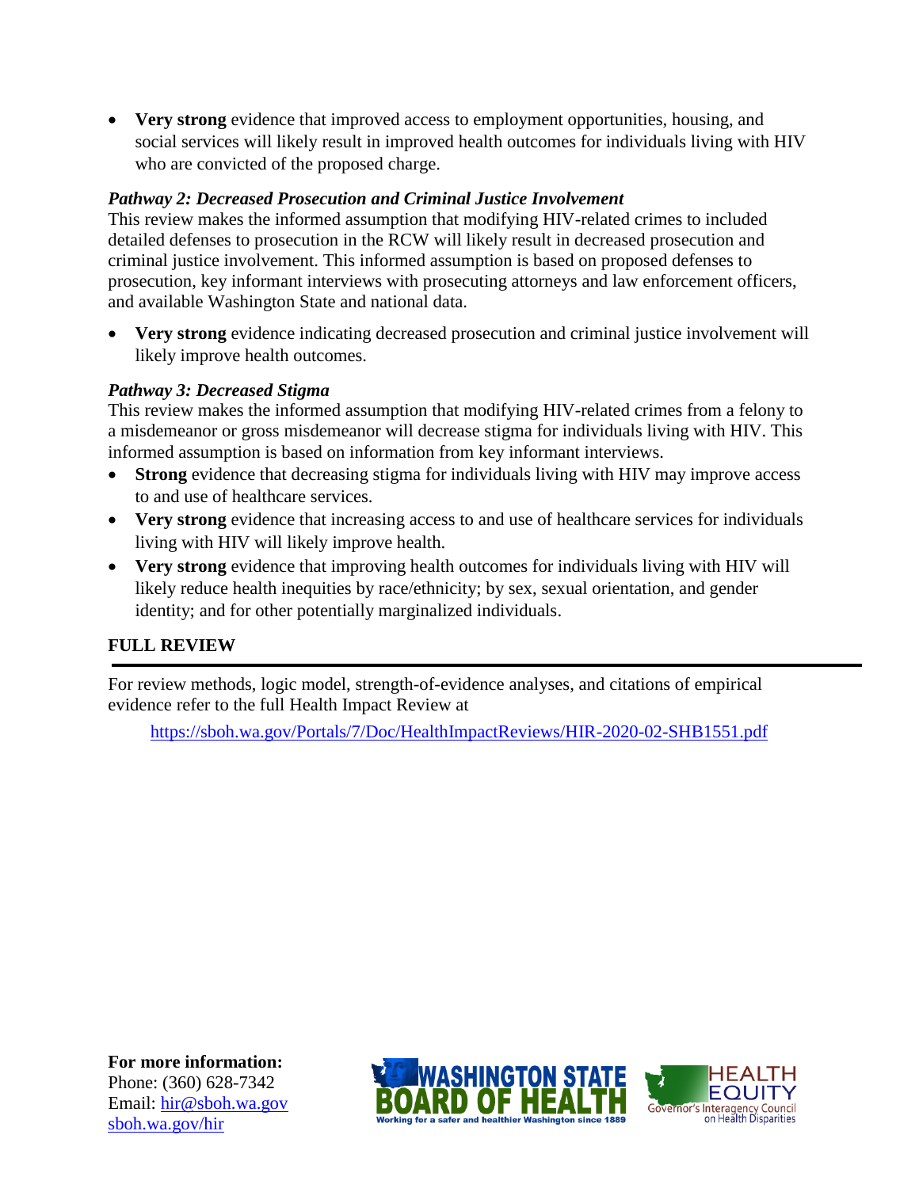- **Very strong** evidence that improved access to employment opportunities, housing, and social services will likely result in improved health outcomes for individuals living with HIV who are convicted of the proposed charge.

***Pathway 2: Decreased Prosecution and Criminal Justice Involvement***

This review makes the informed assumption that modifying HIV-related crimes to included detailed defenses to prosecution in the RCW will likely result in decreased prosecution and criminal justice involvement. This informed assumption is based on proposed defenses to prosecution, key informant interviews with prosecuting attorneys and law enforcement officers, and available Washington State and national data.

- **Very strong** evidence indicating decreased prosecution and criminal justice involvement will likely improve health outcomes.

***Pathway 3: Decreased Stigma***

This review makes the informed assumption that modifying HIV-related crimes from a felony to a misdemeanor or gross misdemeanor will decrease stigma for individuals living with HIV. This informed assumption is based on information from key informant interviews.

- **Strong** evidence that decreasing stigma for individuals living with HIV may improve access to and use of healthcare services.
- **Very strong** evidence that increasing access to and use of healthcare services for individuals living with HIV will likely improve health.
- **Very strong** evidence that improving health outcomes for individuals living with HIV will likely reduce health inequities by race/ethnicity; by sex, sexual orientation, and gender identity; and for other potentially marginalized individuals.

## FULL REVIEW

For review methods, logic model, strength-of-evidence analyses, and citations of empirical evidence refer to the full Health Impact Review at

https://sboh.wa.gov/Portals/7/Doc/HealthImpactReviews/HIR-2020-02-SHB1551.pdf

**For more information:**
Phone: (360) 628-7342
Email: hir@sboh.wa.gov
sboh.wa.gov/hir

WASHINGTON STATE BOARD OF HEALTH
Working for a safer and healthier Washington since 1889

HEALTH EQUITY
Governor's Interagency Council on Health Disparities